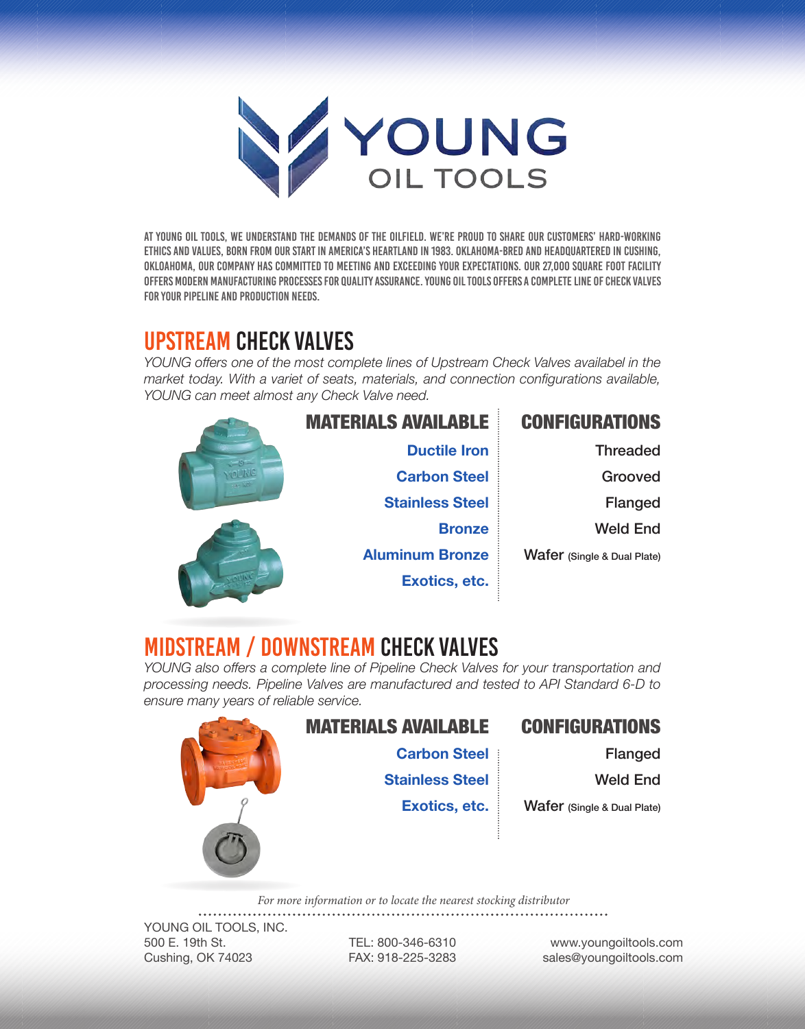# YOUNG OIL TOOLS

AT YOUNG OIL TOOLS, WE UNDERSTAND THE DEMANDS OF THE OILFIELD. WE'RE PROUD TO SHARE OUR CUSTOMERS' HARD-WORKING ETHICS AND VALUES, BORN FROM OUR START IN AMERICA'S HEARTLAND IN 1983. OKLAHOMA-BRED AND HEADQUARTERED IN CUSHING, OKLOAHOMA, OUR COMPANY HAS COMMITTED TO MEETING AND EXCEEDING YOUR EXPECTATIONS. OUR 27,000 SQUARE FOOT FACILITY OFFERS MODERN MANUFACTURING PROCESSES FOR QUALITY ASSURANCE. YOUNG OIL TOOLS OFFERS A COMPLETE LINE OF CHECK VALVES FOR YOUR PIPELINE AND PRODUCTION NEEDS.

## UPSTREAM CHECK VALVES

*YOUNG offers one of the most complete lines of Upstream Check Valves availabel in the market today. With a variet of seats, materials, and connection configurations available, YOUNG can meet almost any Check Valve need.*

| MATERIALS AVAILABLE | CONFIGURATIONS |
|---|---|
| Ductile Iron | Threaded |
| Carbon Steel | Grooved |
| Stainless Steel | Flanged |
| Bronze | Weld End |
| Aluminum Bronze | Wafer (Single & Dual Plate) |
| Exotics, etc. | |

## MIDSTREAM / DOWNSTREAM CHECK VALVES

*YOUNG also offers a complete line of Pipeline Check Valves for your transportation and processing needs. Pipeline Valves are manufactured and tested to API Standard 6-D to ensure many years of reliable service.*

| MATERIALS AVAILABLE | CONFIGURATIONS |
|---|---|
| Carbon Steel | Flanged |
| Stainless Steel | Weld End |
| Exotics, etc. | Wafer (Single & Dual Plate) |

*For more information or to locate the nearest stocking distributor*

YOUNG OIL TOOLS, INC.
500 E. 19th St.
Cushing, OK 74023

TEL: 800-346-6310
FAX: 918-225-3283

www.youngoiltools.com
sales@youngoiltools.com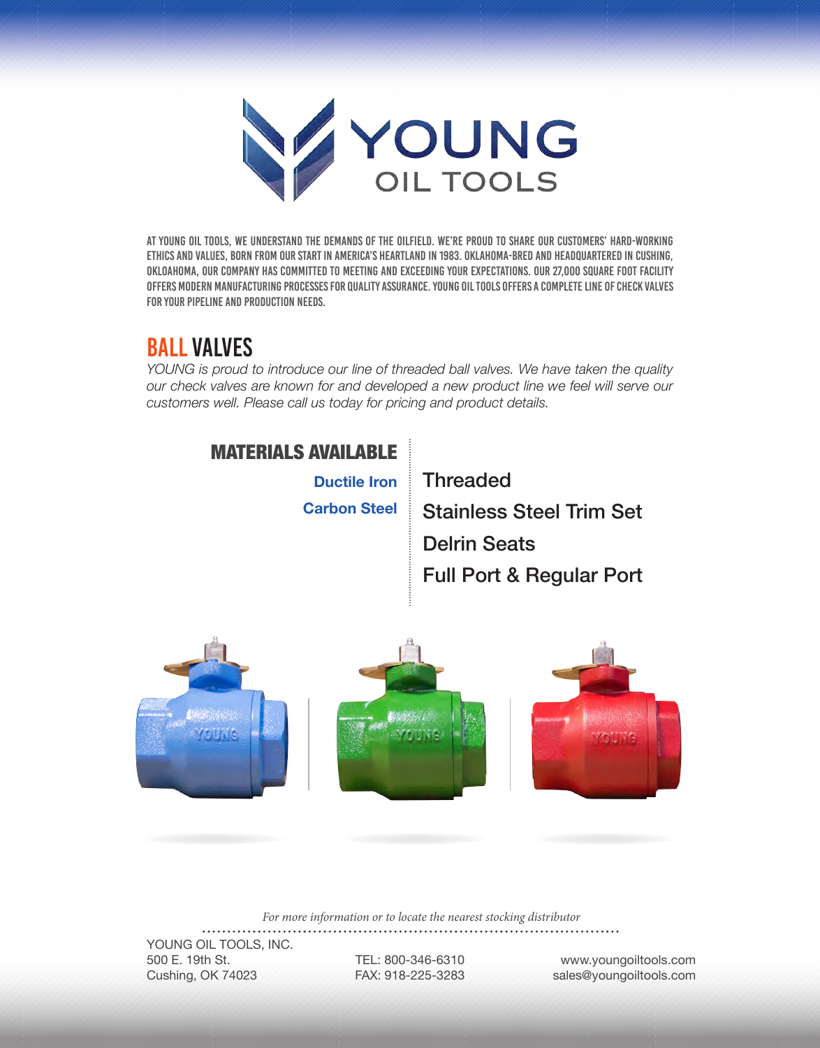# YOUNG OIL TOOLS

AT YOUNG OIL TOOLS, WE UNDERSTAND THE DEMANDS OF THE OILFIELD. WE'RE PROUD TO SHARE OUR CUSTOMERS' HARD-WORKING ETHICS AND VALUES, BORN FROM OUR START IN AMERICA'S HEARTLAND IN 1983. OKLAHOMA-BRED AND HEADQUARTERED IN CUSHING, OKLOAHOMA, OUR COMPANY HAS COMMITTED TO MEETING AND EXCEEDING YOUR EXPECTATIONS. OUR 27,000 SQUARE FOOT FACILITY OFFERS MODERN MANUFACTURING PROCESSES FOR QUALITY ASSURANCE. YOUNG OIL TOOLS OFFERS A COMPLETE LINE OF CHECK VALVES FOR YOUR PIPELINE AND PRODUCTION NEEDS.

## BALL VALVES

*YOUNG is proud to introduce our line of threaded ball valves. We have taken the quality our check valves are known for and developed a new product line we feel will serve our customers well. Please call us today for pricing and product details.*

### MATERIALS AVAILABLE

**Ductile Iron**

**Carbon Steel**

- Threaded
- Stainless Steel Trim Set
- Delrin Seats
- Full Port & Regular Port

*For more information or to locate the nearest stocking distributor*

YOUNG OIL TOOLS, INC.
500 E. 19th St.
Cushing, OK 74023

TEL: 800-346-6310
FAX: 918-225-3283

www.youngoiltools.com
sales@youngoiltools.com